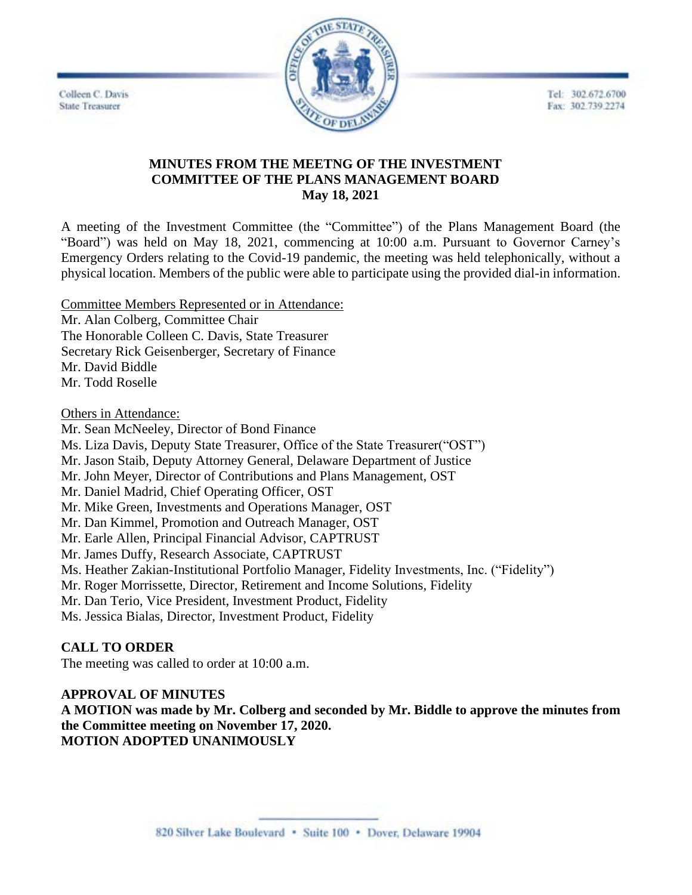Colleen C. Davis
State Treasurer

Tel: 302.672.6700
Fax: 302.739.2274

**MINUTES FROM THE MEETNG OF THE INVESTMENT COMMITTEE OF THE PLANS MANAGEMENT BOARD**
**May 18, 2021**

A meeting of the Investment Committee (the "Committee") of the Plans Management Board (the "Board") was held on May 18, 2021, commencing at 10:00 a.m. Pursuant to Governor Carney's Emergency Orders relating to the Covid-19 pandemic, the meeting was held telephonically, without a physical location. Members of the public were able to participate using the provided dial-in information.

Committee Members Represented or in Attendance:
Mr. Alan Colberg, Committee Chair
The Honorable Colleen C. Davis, State Treasurer
Secretary Rick Geisenberger, Secretary of Finance
Mr. David Biddle
Mr. Todd Roselle

Others in Attendance:
Mr. Sean McNeeley, Director of Bond Finance
Ms. Liza Davis, Deputy State Treasurer, Office of the State Treasurer("OST")
Mr. Jason Staib, Deputy Attorney General, Delaware Department of Justice
Mr. John Meyer, Director of Contributions and Plans Management, OST
Mr. Daniel Madrid, Chief Operating Officer, OST
Mr. Mike Green, Investments and Operations Manager, OST
Mr. Dan Kimmel, Promotion and Outreach Manager, OST
Mr. Earle Allen, Principal Financial Advisor, CAPTRUST
Mr. James Duffy, Research Associate, CAPTRUST
Ms. Heather Zakian-Institutional Portfolio Manager, Fidelity Investments, Inc. ("Fidelity")
Mr. Roger Morrissette, Director, Retirement and Income Solutions, Fidelity
Mr. Dan Terio, Vice President, Investment Product, Fidelity
Ms. Jessica Bialas, Director, Investment Product, Fidelity

**CALL TO ORDER**
The meeting was called to order at 10:00 a.m.

**APPROVAL OF MINUTES**
**A MOTION was made by Mr. Colberg and seconded by Mr. Biddle to approve the minutes from the Committee meeting on November 17, 2020.**
**MOTION ADOPTED UNANIMOUSLY**

820 Silver Lake Boulevard • Suite 100 • Dover, Delaware 19904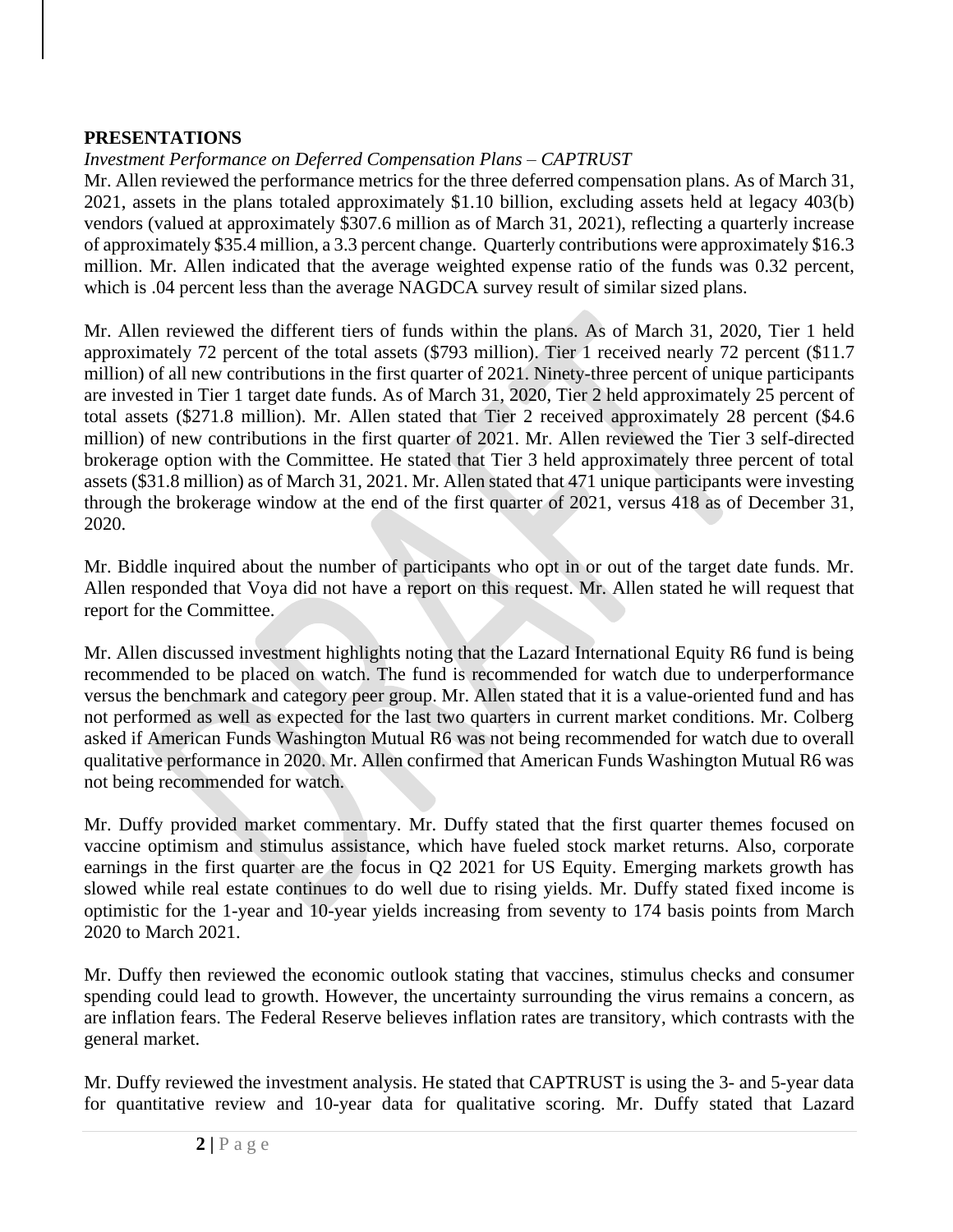## PRESENTATIONS

*Investment Performance on Deferred Compensation Plans – CAPTRUST*

Mr. Allen reviewed the performance metrics for the three deferred compensation plans. As of March 31, 2021, assets in the plans totaled approximately $1.10 billion, excluding assets held at legacy 403(b) vendors (valued at approximately $307.6 million as of March 31, 2021), reflecting a quarterly increase of approximately $35.4 million, a 3.3 percent change. Quarterly contributions were approximately $16.3 million. Mr. Allen indicated that the average weighted expense ratio of the funds was 0.32 percent, which is .04 percent less than the average NAGDCA survey result of similar sized plans.

Mr. Allen reviewed the different tiers of funds within the plans. As of March 31, 2020, Tier 1 held approximately 72 percent of the total assets ($793 million). Tier 1 received nearly 72 percent ($11.7 million) of all new contributions in the first quarter of 2021. Ninety-three percent of unique participants are invested in Tier 1 target date funds. As of March 31, 2020, Tier 2 held approximately 25 percent of total assets ($271.8 million). Mr. Allen stated that Tier 2 received approximately 28 percent ($4.6 million) of new contributions in the first quarter of 2021. Mr. Allen reviewed the Tier 3 self-directed brokerage option with the Committee. He stated that Tier 3 held approximately three percent of total assets ($31.8 million) as of March 31, 2021. Mr. Allen stated that 471 unique participants were investing through the brokerage window at the end of the first quarter of 2021, versus 418 as of December 31, 2020.

Mr. Biddle inquired about the number of participants who opt in or out of the target date funds. Mr. Allen responded that Voya did not have a report on this request. Mr. Allen stated he will request that report for the Committee.

Mr. Allen discussed investment highlights noting that the Lazard International Equity R6 fund is being recommended to be placed on watch. The fund is recommended for watch due to underperformance versus the benchmark and category peer group. Mr. Allen stated that it is a value-oriented fund and has not performed as well as expected for the last two quarters in current market conditions. Mr. Colberg asked if American Funds Washington Mutual R6 was not being recommended for watch due to overall qualitative performance in 2020. Mr. Allen confirmed that American Funds Washington Mutual R6 was not being recommended for watch.

Mr. Duffy provided market commentary. Mr. Duffy stated that the first quarter themes focused on vaccine optimism and stimulus assistance, which have fueled stock market returns. Also, corporate earnings in the first quarter are the focus in Q2 2021 for US Equity. Emerging markets growth has slowed while real estate continues to do well due to rising yields. Mr. Duffy stated fixed income is optimistic for the 1-year and 10-year yields increasing from seventy to 174 basis points from March 2020 to March 2021.

Mr. Duffy then reviewed the economic outlook stating that vaccines, stimulus checks and consumer spending could lead to growth. However, the uncertainty surrounding the virus remains a concern, as are inflation fears. The Federal Reserve believes inflation rates are transitory, which contrasts with the general market.

Mr. Duffy reviewed the investment analysis. He stated that CAPTRUST is using the 3- and 5-year data for quantitative review and 10-year data for qualitative scoring. Mr. Duffy stated that Lazard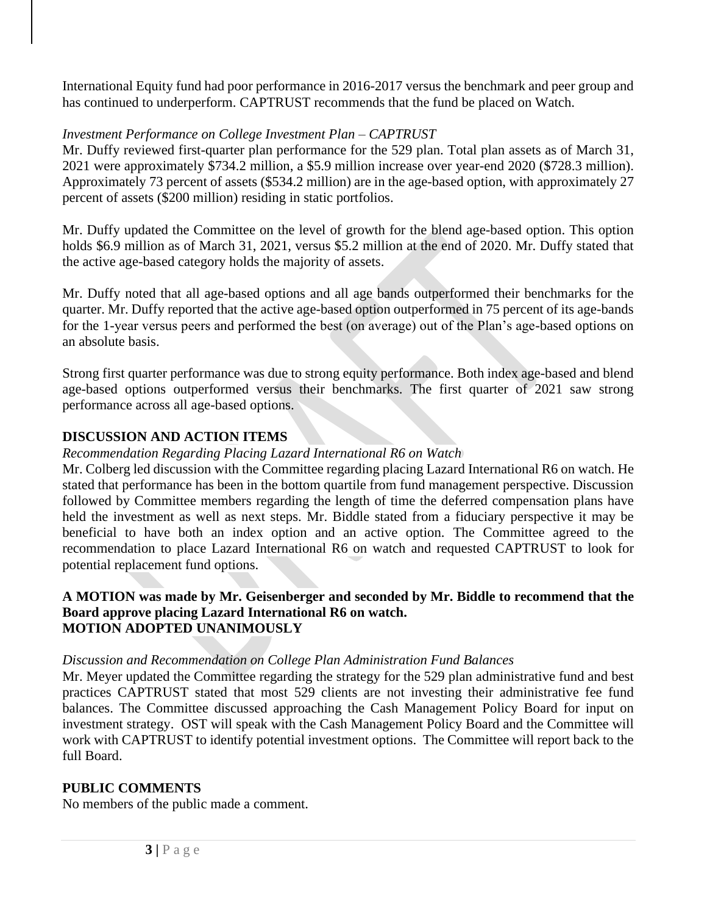International Equity fund had poor performance in 2016-2017 versus the benchmark and peer group and has continued to underperform. CAPTRUST recommends that the fund be placed on Watch.

*Investment Performance on College Investment Plan – CAPTRUST*

Mr. Duffy reviewed first-quarter plan performance for the 529 plan. Total plan assets as of March 31, 2021 were approximately $734.2 million, a $5.9 million increase over year-end 2020 ($728.3 million). Approximately 73 percent of assets ($534.2 million) are in the age-based option, with approximately 27 percent of assets ($200 million) residing in static portfolios.

Mr. Duffy updated the Committee on the level of growth for the blend age-based option. This option holds $6.9 million as of March 31, 2021, versus $5.2 million at the end of 2020. Mr. Duffy stated that the active age-based category holds the majority of assets.

Mr. Duffy noted that all age-based options and all age bands outperformed their benchmarks for the quarter. Mr. Duffy reported that the active age-based option outperformed in 75 percent of its age-bands for the 1-year versus peers and performed the best (on average) out of the Plan's age-based options on an absolute basis.

Strong first quarter performance was due to strong equity performance. Both index age-based and blend age-based options outperformed versus their benchmarks. The first quarter of 2021 saw strong performance across all age-based options.

## DISCUSSION AND ACTION ITEMS

*Recommendation Regarding Placing Lazard International R6 on Watch*

Mr. Colberg led discussion with the Committee regarding placing Lazard International R6 on watch. He stated that performance has been in the bottom quartile from fund management perspective. Discussion followed by Committee members regarding the length of time the deferred compensation plans have held the investment as well as next steps. Mr. Biddle stated from a fiduciary perspective it may be beneficial to have both an index option and an active option. The Committee agreed to the recommendation to place Lazard International R6 on watch and requested CAPTRUST to look for potential replacement fund options.

**A MOTION was made by Mr. Geisenberger and seconded by Mr. Biddle to recommend that the Board approve placing Lazard International R6 on watch.**
**MOTION ADOPTED UNANIMOUSLY**

*Discussion and Recommendation on College Plan Administration Fund Balances*

Mr. Meyer updated the Committee regarding the strategy for the 529 plan administrative fund and best practices CAPTRUST stated that most 529 clients are not investing their administrative fee fund balances. The Committee discussed approaching the Cash Management Policy Board for input on investment strategy. OST will speak with the Cash Management Policy Board and the Committee will work with CAPTRUST to identify potential investment options. The Committee will report back to the full Board.

## PUBLIC COMMENTS

No members of the public made a comment.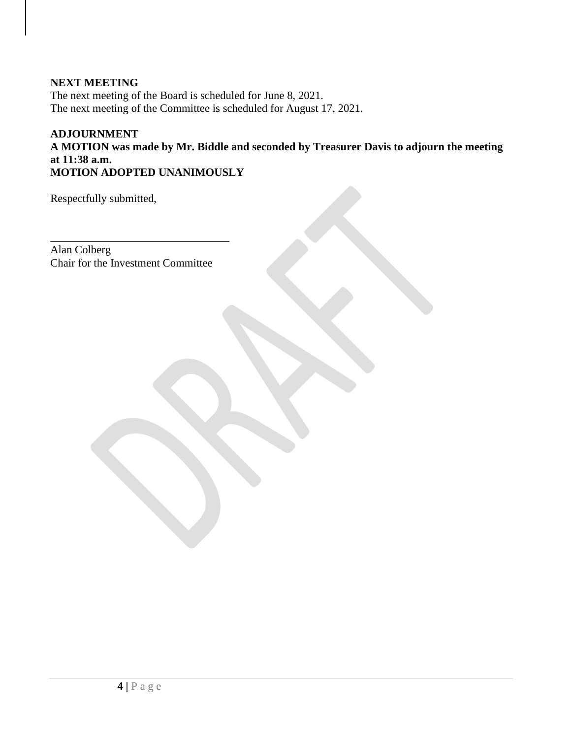**NEXT MEETING**

The next meeting of the Board is scheduled for June 8, 2021.
The next meeting of the Committee is scheduled for August 17, 2021.

**ADJOURNMENT**

**A MOTION was made by Mr. Biddle and seconded by Treasurer Davis to adjourn the meeting at 11:38 a.m.**
**MOTION ADOPTED UNANIMOUSLY**

Respectfully submitted,

\_\_\_\_\_\_\_\_\_\_\_\_\_\_\_\_\_\_\_\_\_\_\_\_\_\_\_\_\_\_\_\_

Alan Colberg
Chair for the Investment Committee